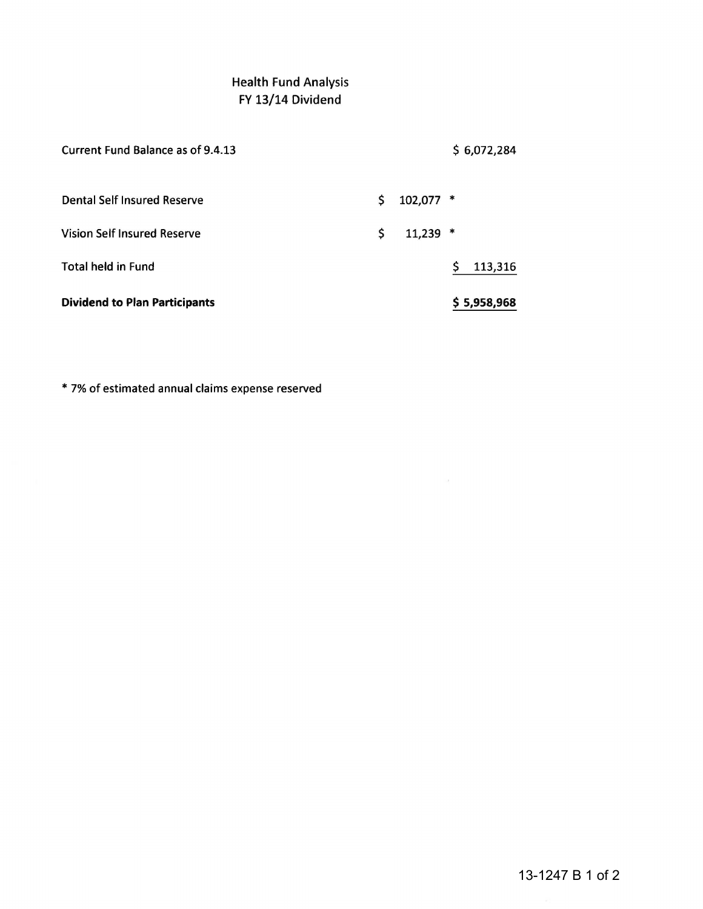## Health Fund Analysis
## FY 13/14 Dividend

| | | |
|---|---|---|
| Current Fund Balance as of 9.4.13 | | $ 6,072,284 |
| Dental Self Insured Reserve | $ 102,077 * | |
| Vision Self Insured Reserve | $ 11,239 * | |
| Total held in Fund | | $ 113,316 |
| **Dividend to Plan Participants** | | **$ 5,958,968** |

* 7% of estimated annual claims expense reserved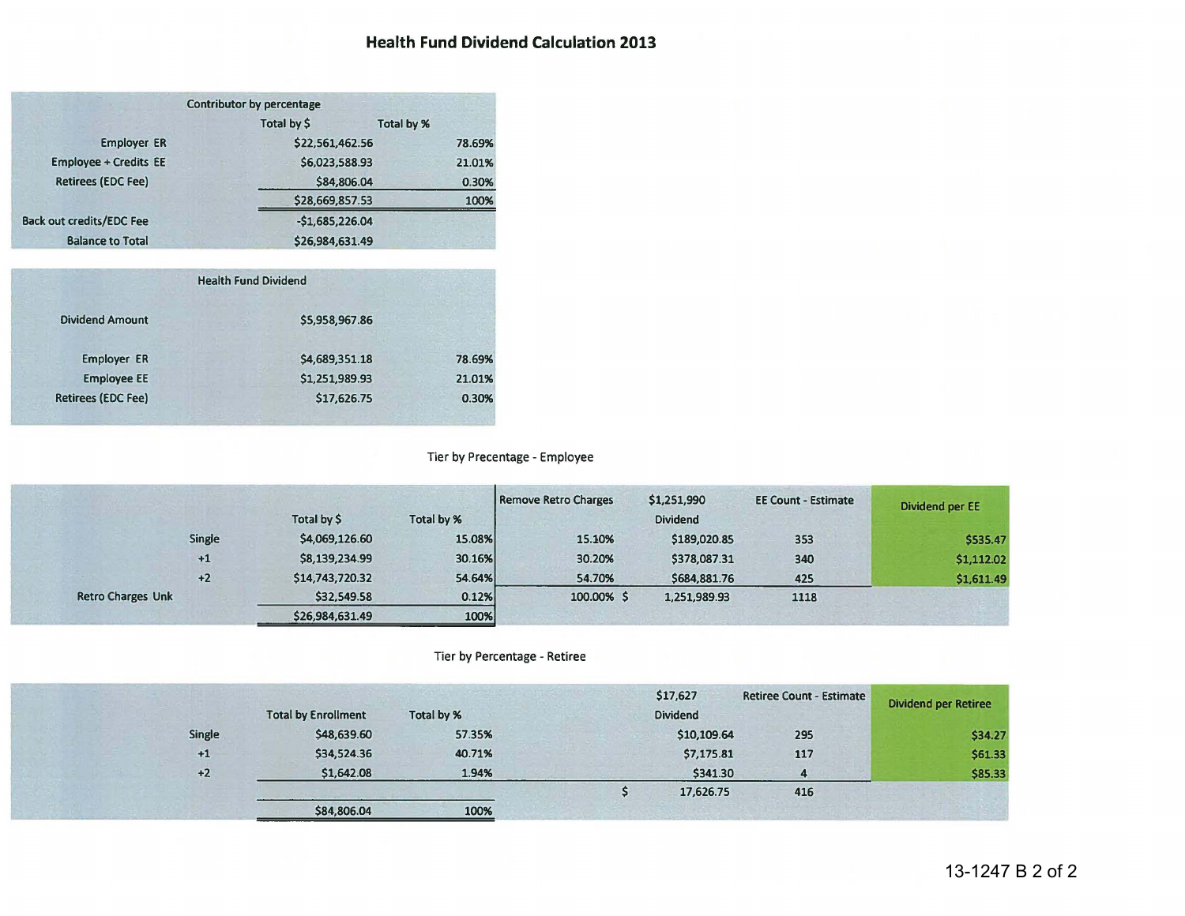# Health Fund Dividend Calculation 2013

| Contributor by percentage | | |
|---|---|---|
| | Total by $ | Total by % |
| Employer ER | $22,561,462.56 | 78.69% |
| Employee + Credits EE | $6,023,588.93 | 21.01% |
| Retirees (EDC Fee) | $84,806.04 | 0.30% |
| | $28,669,857.53 | 100% |
| Back out credits/EDC Fee | -$1,685,226.04 | |
| Balance to Total | $26,984,631.49 | |

| Health Fund Dividend | | |
|---|---|---|
| Dividend Amount | $5,958,967.86 | |
| Employer ER | $4,689,351.18 | 78.69% |
| Employee EE | $1,251,989.93 | 21.01% |
| Retirees (EDC Fee) | $17,626.75 | 0.30% |

Tier by Precentage - Employee

| | Total by $ | Total by % | Remove Retro Charges | $1,251,990 Dividend | EE Count - Estimate | Dividend per EE |
|---|---|---|---|---|---|---|
| Single | $4,069,126.60 | 15.08% | 15.10% | $189,020.85 | 353 | $535.47 |
| +1 | $8,139,234.99 | 30.16% | 30.20% | $378,087.31 | 340 | $1,112.02 |
| +2 | $14,743,720.32 | 54.64% | 54.70% | $684,881.76 | 425 | $1,611.49 |
| Retro Charges Unk | $32,549.58 | 0.12% | 100.00% | $ 1,251,989.93 | 1118 | |
| | $26,984,631.49 | 100% | | | | |

Tier by Percentage - Retiree

| | Total by Enrollment | Total by % | $17,627 Dividend | Retiree Count - Estimate | Dividend per Retiree |
|---|---|---|---|---|---|
| Single | $48,639.60 | 57.35% | $10,109.64 | 295 | $34.27 |
| +1 | $34,524.36 | 40.71% | $7,175.81 | 117 | $61.33 |
| +2 | $1,642.08 | 1.94% | $341.30 | 4 | $85.33 |
| | | | $ 17,626.75 | 416 | |
| | $84,806.04 | 100% | | | |

13-1247 B 2 of 2